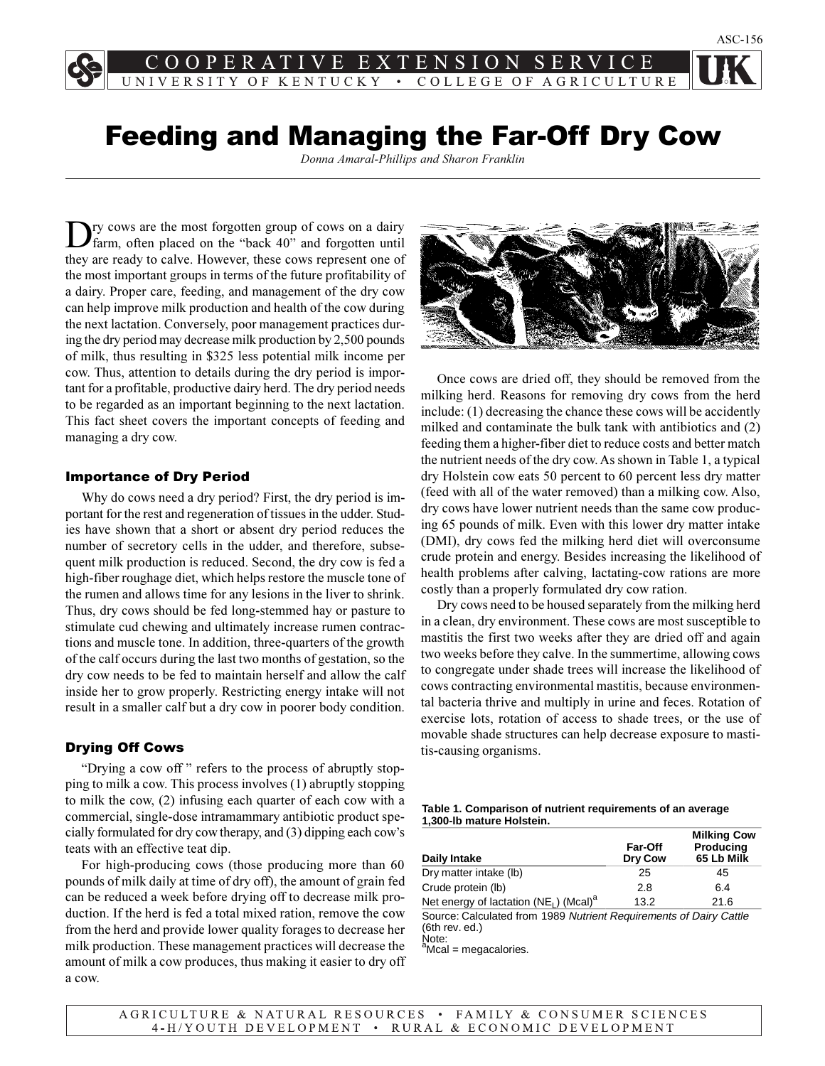ASC-156

COOPERATIVE EXTENSION SERVICE
UNIVERSITY OF KENTUCKY • COLLEGE OF AGRICULTURE

# Feeding and Managing the Far-Off Dry Cow

*Donna Amaral-Phillips and Sharon Franklin*

Dry cows are the most forgotten group of cows on a dairy farm, often placed on the "back 40" and forgotten until they are ready to calve. However, these cows represent one of the most important groups in terms of the future profitability of a dairy. Proper care, feeding, and management of the dry cow can help improve milk production and health of the cow during the next lactation. Conversely, poor management practices during the dry period may decrease milk production by 2,500 pounds of milk, thus resulting in $325 less potential milk income per cow. Thus, attention to details during the dry period is important for a profitable, productive dairy herd. The dry period needs to be regarded as an important beginning to the next lactation. This fact sheet covers the important concepts of feeding and managing a dry cow.

## Importance of Dry Period

Why do cows need a dry period? First, the dry period is important for the rest and regeneration of tissues in the udder. Studies have shown that a short or absent dry period reduces the number of secretory cells in the udder, and therefore, subsequent milk production is reduced. Second, the dry cow is fed a high-fiber roughage diet, which helps restore the muscle tone of the rumen and allows time for any lesions in the liver to shrink. Thus, dry cows should be fed long-stemmed hay or pasture to stimulate cud chewing and ultimately increase rumen contractions and muscle tone. In addition, three-quarters of the growth of the calf occurs during the last two months of gestation, so the dry cow needs to be fed to maintain herself and allow the calf inside her to grow properly. Restricting energy intake will not result in a smaller calf but a dry cow in poorer body condition.

## Drying Off Cows

"Drying a cow off " refers to the process of abruptly stopping to milk a cow. This process involves (1) abruptly stopping to milk the cow, (2) infusing each quarter of each cow with a commercial, single-dose intramammary antibiotic product specially formulated for dry cow therapy, and (3) dipping each cow's teats with an effective teat dip.

For high-producing cows (those producing more than 60 pounds of milk daily at time of dry off), the amount of grain fed can be reduced a week before drying off to decrease milk production. If the herd is fed a total mixed ration, remove the cow from the herd and provide lower quality forages to decrease her milk production. These management practices will decrease the amount of milk a cow produces, thus making it easier to dry off a cow.

Once cows are dried off, they should be removed from the milking herd. Reasons for removing dry cows from the herd include: (1) decreasing the chance these cows will be accidently milked and contaminate the bulk tank with antibiotics and (2) feeding them a higher-fiber diet to reduce costs and better match the nutrient needs of the dry cow. As shown in Table 1, a typical dry Holstein cow eats 50 percent to 60 percent less dry matter (feed with all of the water removed) than a milking cow. Also, dry cows have lower nutrient needs than the same cow producing 65 pounds of milk. Even with this lower dry matter intake (DMI), dry cows fed the milking herd diet will overconsume crude protein and energy. Besides increasing the likelihood of health problems after calving, lactating-cow rations are more costly than a properly formulated dry cow ration.

Dry cows need to be housed separately from the milking herd in a clean, dry environment. These cows are most susceptible to mastitis the first two weeks after they are dried off and again two weeks before they calve. In the summertime, allowing cows to congregate under shade trees will increase the likelihood of cows contracting environmental mastitis, because environmental bacteria thrive and multiply in urine and feces. Rotation of exercise lots, rotation of access to shade trees, or the use of movable shade structures can help decrease exposure to mastitis-causing organisms.

**Table 1. Comparison of nutrient requirements of an average 1,300-lb mature Holstein.**

| Daily Intake | Far-Off Dry Cow | Milking Cow Producing 65 Lb Milk |
|---|---|---|
| Dry matter intake (lb) | 25 | 45 |
| Crude protein (lb) | 2.8 | 6.4 |
| Net energy of lactation ($NE_L$) (Mcal)[a] | 13.2 | 21.6 |

Source: Calculated from 1989 *Nutrient Requirements of Dairy Cattle* (6th rev. ed.)
Note:
[a]Mcal = megacalories.

AGRICULTURE & NATURAL RESOURCES • FAMILY & CONSUMER SCIENCES
4-H/YOUTH DEVELOPMENT • RURAL & ECONOMIC DEVELOPMENT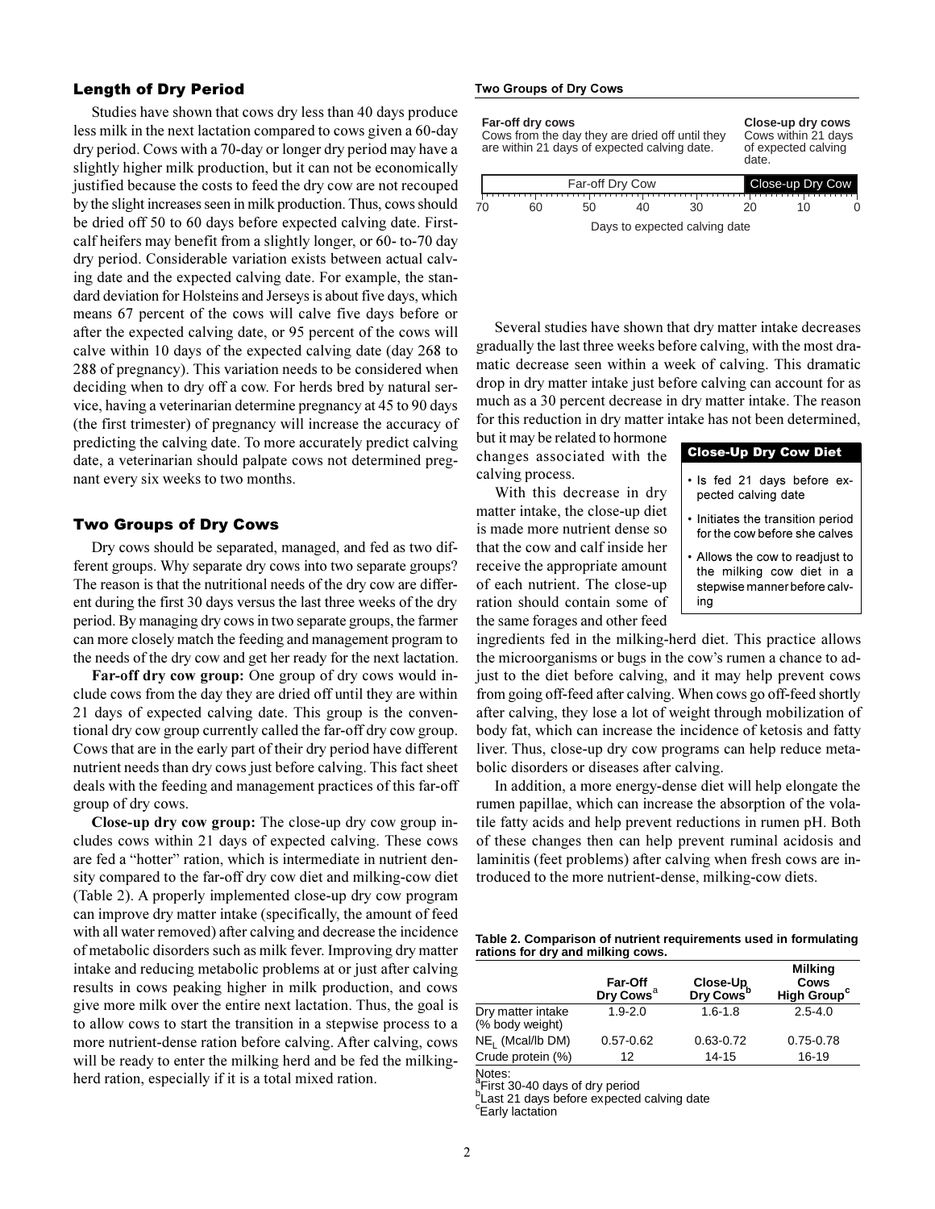## Length of Dry Period

Studies have shown that cows dry less than 40 days produce less milk in the next lactation compared to cows given a 60-day dry period. Cows with a 70-day or longer dry period may have a slightly higher milk production, but it can not be economically justified because the costs to feed the dry cow are not recouped by the slight increases seen in milk production. Thus, cows should be dried off 50 to 60 days before expected calving date. First-calf heifers may benefit from a slightly longer, or 60- to-70 day dry period. Considerable variation exists between actual calving date and the expected calving date. For example, the standard deviation for Holsteins and Jerseys is about five days, which means 67 percent of the cows will calve five days before or after the expected calving date, or 95 percent of the cows will calve within 10 days of the expected calving date (day 268 to 288 of pregnancy). This variation needs to be considered when deciding when to dry off a cow. For herds bred by natural service, having a veterinarian determine pregnancy at 45 to 90 days (the first trimester) of pregnancy will increase the accuracy of predicting the calving date. To more accurately predict calving date, a veterinarian should palpate cows not determined pregnant every six weeks to two months.

## Two Groups of Dry Cows

Dry cows should be separated, managed, and fed as two different groups. Why separate dry cows into two separate groups? The reason is that the nutritional needs of the dry cow are different during the first 30 days versus the last three weeks of the dry period. By managing dry cows in two separate groups, the farmer can more closely match the feeding and management program to the needs of the dry cow and get her ready for the next lactation.

**Far-off dry cow group:** One group of dry cows would include cows from the day they are dried off until they are within 21 days of expected calving date. This group is the conventional dry cow group currently called the far-off dry cow group. Cows that are in the early part of their dry period have different nutrient needs than dry cows just before calving. This fact sheet deals with the feeding and management practices of this far-off group of dry cows.

**Close-up dry cow group:** The close-up dry cow group includes cows within 21 days of expected calving. These cows are fed a "hotter" ration, which is intermediate in nutrient density compared to the far-off dry cow diet and milking-cow diet (Table 2). A properly implemented close-up dry cow program can improve dry matter intake (specifically, the amount of feed with all water removed) after calving and decrease the incidence of metabolic disorders such as milk fever. Improving dry matter intake and reducing metabolic problems at or just after calving results in cows peaking higher in milk production, and cows give more milk over the entire next lactation. Thus, the goal is to allow cows to start the transition in a stepwise process to a more nutrient-dense ration before calving. After calving, cows will be ready to enter the milking herd and be fed the milking-herd ration, especially if it is a total mixed ration.

**Two Groups of Dry Cows**

**Far-off dry cows**
Cows from the day they are dried off until they are within 21 days of expected calving date.

**Close-up dry cows**
Cows within 21 days of expected calving date.

Far-off Dry Cow
Close-up Dry Cow
70 60 50 40 30 20 10 0
Days to expected calving date

Several studies have shown that dry matter intake decreases gradually the last three weeks before calving, with the most dramatic decrease seen within a week of calving. This dramatic drop in dry matter intake just before calving can account for as much as a 30 percent decrease in dry matter intake. The reason for this reduction in dry matter intake has not been determined, but it may be related to hormone changes associated with the calving process.

With this decrease in dry matter intake, the close-up diet is made more nutrient dense so that the cow and calf inside her receive the appropriate amount of each nutrient. The close-up ration should contain some of the same forages and other feed ingredients fed in the milking-herd diet. This practice allows the microorganisms or bugs in the cow's rumen a chance to adjust to the diet before calving, and it may help prevent cows from going off-feed after calving. When cows go off-feed shortly after calving, they lose a lot of weight through mobilization of body fat, which can increase the incidence of ketosis and fatty liver. Thus, close-up dry cow programs can help reduce metabolic disorders or diseases after calving.

**Close-Up Dry Cow Diet**

- Is fed 21 days before expected calving date
- Initiates the transition period for the cow before she calves
- Allows the cow to readjust to the milking cow diet in a stepwise manner before calving

In addition, a more energy-dense diet will help elongate the rumen papillae, which can increase the absorption of the volatile fatty acids and help prevent reductions in rumen pH. Both of these changes then can help prevent ruminal acidosis and laminitis (feet problems) after calving when fresh cows are introduced to the more nutrient-dense, milking-cow diets.

**Table 2. Comparison of nutrient requirements used in formulating rations for dry and milking cows.**

| | Far-Off Dry Cows[a] | Close-Up Dry Cows[b] | Milking Cows High Group[c] |
|---|---|---|---|
| Dry matter intake (% body weight) | 1.9-2.0 | 1.6-1.8 | 2.5-4.0 |
| $NE_L$ (Mcal/lb DM) | 0.57-0.62 | 0.63-0.72 | 0.75-0.78 |
| Crude protein (%) | 12 | 14-15 | 16-19 |

Notes:
[a]First 30-40 days of dry period
[b]Last 21 days before expected calving date
[c]Early lactation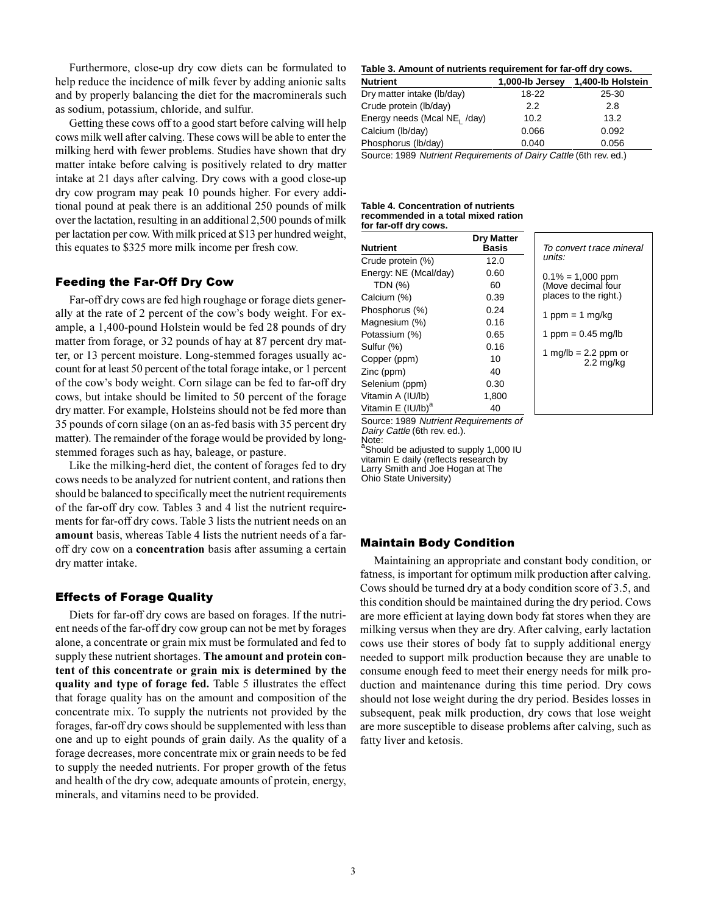Furthermore, close-up dry cow diets can be formulated to help reduce the incidence of milk fever by adding anionic salts and by properly balancing the diet for the macrominerals such as sodium, potassium, chloride, and sulfur.

Getting these cows off to a good start before calving will help cows milk well after calving. These cows will be able to enter the milking herd with fewer problems. Studies have shown that dry matter intake before calving is positively related to dry matter intake at 21 days after calving. Dry cows with a good close-up dry cow program may peak 10 pounds higher. For every additional pound at peak there is an additional 250 pounds of milk over the lactation, resulting in an additional 2,500 pounds of milk per lactation per cow. With milk priced at $13 per hundred weight, this equates to $325 more milk income per fresh cow.

## Feeding the Far-Off Dry Cow

Far-off dry cows are fed high roughage or forage diets generally at the rate of 2 percent of the cow's body weight. For example, a 1,400-pound Holstein would be fed 28 pounds of dry matter from forage, or 32 pounds of hay at 87 percent dry matter, or 13 percent moisture. Long-stemmed forages usually account for at least 50 percent of the total forage intake, or 1 percent of the cow's body weight. Corn silage can be fed to far-off dry cows, but intake should be limited to 50 percent of the forage dry matter. For example, Holsteins should not be fed more than 35 pounds of corn silage (on an as-fed basis with 35 percent dry matter). The remainder of the forage would be provided by long-stemmed forages such as hay, baleage, or pasture.

Like the milking-herd diet, the content of forages fed to dry cows needs to be analyzed for nutrient content, and rations then should be balanced to specifically meet the nutrient requirements of the far-off dry cow. Tables 3 and 4 list the nutrient requirements for far-off dry cows. Table 3 lists the nutrient needs on an **amount** basis, whereas Table 4 lists the nutrient needs of a far-off dry cow on a **concentration** basis after assuming a certain dry matter intake.

## Effects of Forage Quality

Diets for far-off dry cows are based on forages. If the nutrient needs of the far-off dry cow group can not be met by forages alone, a concentrate or grain mix must be formulated and fed to supply these nutrient shortages. **The amount and protein content of this concentrate or grain mix is determined by the quality and type of forage fed.** Table 5 illustrates the effect that forage quality has on the amount and composition of the concentrate mix. To supply the nutrients not provided by the forages, far-off dry cows should be supplemented with less than one and up to eight pounds of grain daily. As the quality of a forage decreases, more concentrate mix or grain needs to be fed to supply the needed nutrients. For proper growth of the fetus and health of the dry cow, adequate amounts of protein, energy, minerals, and vitamins need to be provided.

**Table 3. Amount of nutrients requirement for far-off dry cows.**

| Nutrient | 1,000-lb Jersey | 1,400-lb Holstein |
|---|---|---|
| Dry matter intake (lb/day) | 18-22 | 25-30 |
| Crude protein (lb/day) | 2.2 | 2.8 |
| Energy needs (Mcal $NE_L$ /day) | 10.2 | 13.2 |
| Calcium (lb/day) | 0.066 | 0.092 |
| Phosphorus (lb/day) | 0.040 | 0.056 |

Source: 1989 *Nutrient Requirements of Dairy Cattle* (6th rev. ed.)

**Table 4. Concentration of nutrients recommended in a total mixed ration for far-off dry cows.**

| Nutrient | Dry Matter Basis |
|---|---|
| Crude protein (%) | 12.0 |
| Energy: NE (Mcal/day) | 0.60 |
| TDN (%) | 60 |
| Calcium (%) | 0.39 |
| Phosphorus (%) | 0.24 |
| Magnesium (%) | 0.16 |
| Potassium (%) | 0.65 |
| Sulfur (%) | 0.16 |
| Copper (ppm) | 10 |
| Zinc (ppm) | 40 |
| Selenium (ppm) | 0.30 |
| Vitamin A (IU/lb) | 1,800 |
| Vitamin E (IU/lb)[a] | 40 |

Source: 1989 *Nutrient Requirements of Dairy Cattle* (6th rev. ed.).
Note:
[a]Should be adjusted to supply 1,000 IU vitamin E daily (reflects research by Larry Smith and Joe Hogan at The Ohio State University)

*To convert trace mineral units:*

0.1% = 1,000 ppm (Move decimal four places to the right.)

1 ppm = 1 mg/kg

1 ppm = 0.45 mg/lb

1 mg/lb = 2.2 ppm or 2.2 mg/kg

## Maintain Body Condition

Maintaining an appropriate and constant body condition, or fatness, is important for optimum milk production after calving. Cows should be turned dry at a body condition score of 3.5, and this condition should be maintained during the dry period. Cows are more efficient at laying down body fat stores when they are milking versus when they are dry. After calving, early lactation cows use their stores of body fat to supply additional energy needed to support milk production because they are unable to consume enough feed to meet their energy needs for milk production and maintenance during this time period. Dry cows should not lose weight during the dry period. Besides losses in subsequent, peak milk production, dry cows that lose weight are more susceptible to disease problems after calving, such as fatty liver and ketosis.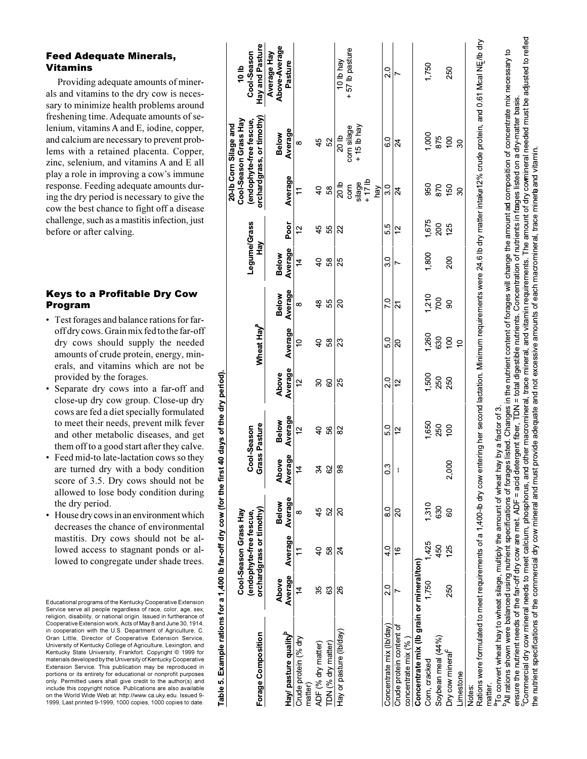## Feed Adequate Minerals, Vitamins

Providing adequate amounts of minerals and vitamins to the dry cow is necessary to minimize health problems around freshening time. Adequate amounts of selenium, vitamins A and E, iodine, copper, and calcium are necessary to prevent problems with a retained placenta. Copper, zinc, selenium, and vitamins A and E all play a role in improving a cow's immune response. Feeding adequate amounts during the dry period is necessary to give the cow the best chance to fight off a disease challenge, such as a mastitis infection, just before or after calving.

## Keys to a Profitable Dry Cow Program

- Test forages and balance rations for far-off dry cows. Grain mix fed to the far-off dry cows should supply the needed amounts of crude protein, energy, minerals, and vitamins which are not be provided by the forages.
- Separate dry cows into a far-off and close-up dry cow group. Close-up dry cows are fed a diet specially formulated to meet their needs, prevent milk fever and other metabolic diseases, and get them off to a good start after they calve.
- Feed mid-to late-lactation cows so they are turned dry with a body condition score of 3.5. Dry cows should not be allowed to lose body condition during the dry period.
- House dry cows in an environment which decreases the chance of environmental mastitis. Dry cows should not be allowed access to stagnant ponds or allowed to congregate under shade trees.

**Table 5. Example rations for a 1,400 lb far-off dry cow (for the first 40 days of the dry period).**

| Forage Composition | Cool-Season Grass Hay (endophyte-free fescue, orchardgrass or timothy) | | | Cool-Season Grass Pasture | | Wheat Hay[a] | | | Legume/Grass Hay | | 20-lb Corn Silage and Cool-Season Grass Hay (endophyte-free fescue, orchardgrass, or timothy) | | 10 lb Cool-Season Hay and Pasture |
|---|---|---|---|---|---|---|---|---|---|---|---|---|---|
| **Hay/ pasture quality[b]** | **Above Average** | **Average** | **Below Average** | **Above Average** | **Below Average** | **Above Average** | **Average** | **Below Average** | **Below Average** | **Poor** | **Average** | **Below Average** | **Average Hay Above-Average Pasture** |
| Crude protein (% dry matter) | 14 | 11 | 8 | 14 | 12 | 12 | 10 | 8 | 14 | 12 | 11 | 8 | |
| ADF (% dry matter) | 35 | 40 | 45 | 34 | 40 | 30 | 40 | 48 | 40 | 45 | 40 | 45 | |
| TDN (% dry matter) | 63 | 58 | 52 | 62 | 56 | 60 | 58 | 55 | 58 | 55 | 58 | 52 | |
| Hay or pasture (lb/day) | 26 | 24 | 20 | 98 | 82 | 25 | 23 | 20 | 25 | 22 | 20 lb corn silage + 17 lb hay | 20 lb corn silage + 15 lb hay | 10 lb hay + 57 lb pasture |
| Concentrate mix (lb/day) | 2.0 | 4.0 | 8.0 | 0.3 | 5.0 | 2.0 | 5.0 | 7.0 | 3.0 | 5.5 | 3.0 | 6.0 | 2.0 |
| Crude protein content of concentrate mix (%) | 7 | 16 | 20 | -- | 12 | 12 | 20 | 21 | 7 | 12 | 24 | 24 | 7 |
| **Concentrate mix (lb grain or mineral/ton)** | | | | | | | | | | | | | |
| Corn, cracked | 1,750 | 1,425 | 1,310 | | 1,650 | 1,500 | 1,260 | 1,210 | 1,800 | 1,675 | 950 | 1,000 | 1,750 |
| Soybean meal (44%) | | 450 | 630 | | 250 | 250 | 630 | 700 | | 200 | 870 | 875 | |
| Dry cow mineral[c] | 250 | 125 | 60 | 2,000 | 100 | 250 | 100 | 90 | 200 | 125 | 150 | 100 | 250 |
| Limestone | | | | | | | 10 | | | | 30 | 30 | |

Notes:
Rations were formulated to meet requirements of a 1,400-lb dry cow entering her second lactation. Minimum requirements were 24.6 lb dry matter intake, 12% crude protein, and 0.61 Mcal $NE_L$/lb dry matter.

[a]To convert wheat hay to wheat silage, multiply the amount of wheat hay by a factor of 3.

[b]All rations shown were balanced using nutrient specifications of forages listed. Changes in the nutrient content of forages will change the amount and composition of concentrate mix necessary to ensure the nutrient needs of the far-off dry cow are met. ADF = acid detergent fiber, TDN = total digestible nutrients. Concentration of nutrients in forages listed on a dry-matter basis.

[c]Commercial dry cow mineral needs to meet calcium, phosphorus, and other macromineral, trace mineral, and vitamin requirements. The amount of dry cow mineral needed must be adjusted to reflect the nutrient specifications of the commercial dry cow mineral and must provide adequate and not excessive amounts of each macromineral, trace mineral, and vitamin.

Educational programs of the Kentucky Cooperative Extension Service serve all people regardless of race, color, age, sex, religion, disability, or national origin. Issued in furtherance of Cooperative Extension work, Acts of May 8 and June 30, 1914, in cooperation with the U.S. Department of Agriculture, C. Oran Little, Director of Cooperative Extension Service, University of Kentucky College of Agriculture, Lexington, and Kentucky State University, Frankfort. Copyright © 1999 for materials developed by the University of Kentucky Cooperative Extension Service. This publication may be reproduced in portions or its entirety for educational or nonprofit purposes only. Permitted users shall give credit to the author(s) and include this copyright notice. Publications are also available on the World Wide Web at: http://www.ca.uky.edu. Issued 9-1999, Last printed 9-1999, 1000 copies, 1000 copies to date.